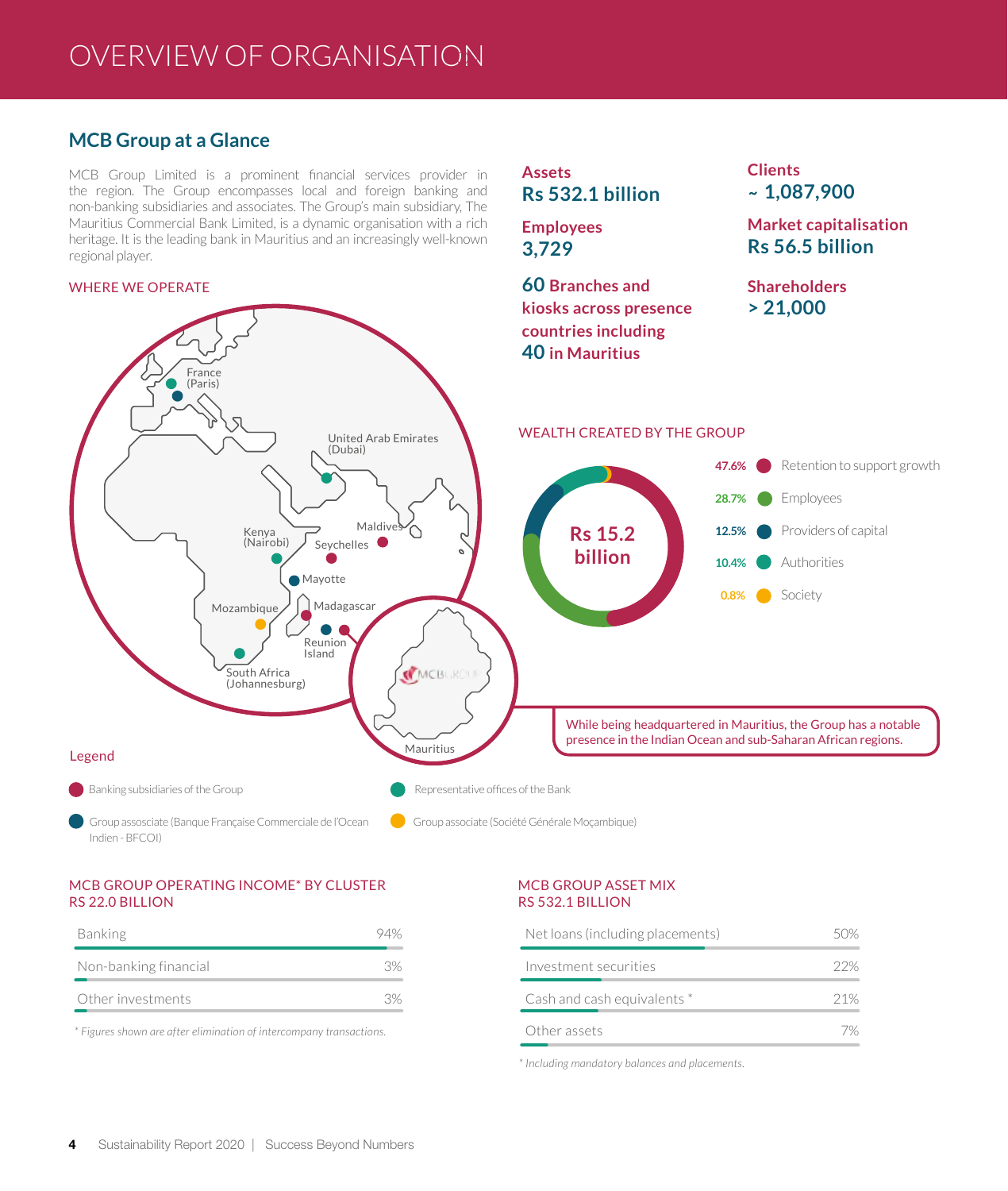# OVERVIEW OF ORGANISATION

## MCB Group at a Glance

MCB Group Limited is a prominent financial services provider in the region. The Group encompasses local and foreign banking and non-banking subsidiaries and associates. The Group's main subsidiary, The Mauritius Commercial Bank Limited, is a dynamic organisation with a rich heritage. It is the leading bank in Mauritius and an increasingly well-known regional player.

**Assets**
**Rs 532.1 billion**

**Employees**
**3,729**

**60 Branches and kiosks across presence countries including 40 in Mauritius**

**Clients**
**~ 1,087,900**

**Market capitalisation**
**Rs 56.5 billion**

**Shareholders**
**> 21,000**

### WHERE WE OPERATE

France (Paris)
United Arab Emirates (Dubai)
Kenya (Nairobi)
Maldives
Seychelles
Mayotte
Mozambique
Madagascar
Reunion Island
South Africa (Johannesburg)
Mauritius

While being headquartered in Mauritius, the Group has a notable presence in the Indian Ocean and sub-Saharan African regions.

Legend

- Banking subsidiaries of the Group
- Representative offices of the Bank
- Group assosciate (Banque Française Commerciale de l'Ocean Indien - BFCOI)
- Group associate (Société Générale Moçambique)

### WEALTH CREATED BY THE GROUP

Rs 15.2 billion

47.6% Retention to support growth
28.7% Employees
12.5% Providers of capital
10.4% Authorities
0.8% Society

### MCB GROUP OPERATING INCOME* BY CLUSTER
### RS 22.0 BILLION

Banking 94%
Non-banking financial 3%
Other investments 3%

*\* Figures shown are after elimination of intercompany transactions.*

### MCB GROUP ASSET MIX
### RS 532.1 BILLION

Net loans (including placements) 50%
Investment securities 22%
Cash and cash equivalents * 21%
Other assets 7%

*\* Including mandatory balances and placements.*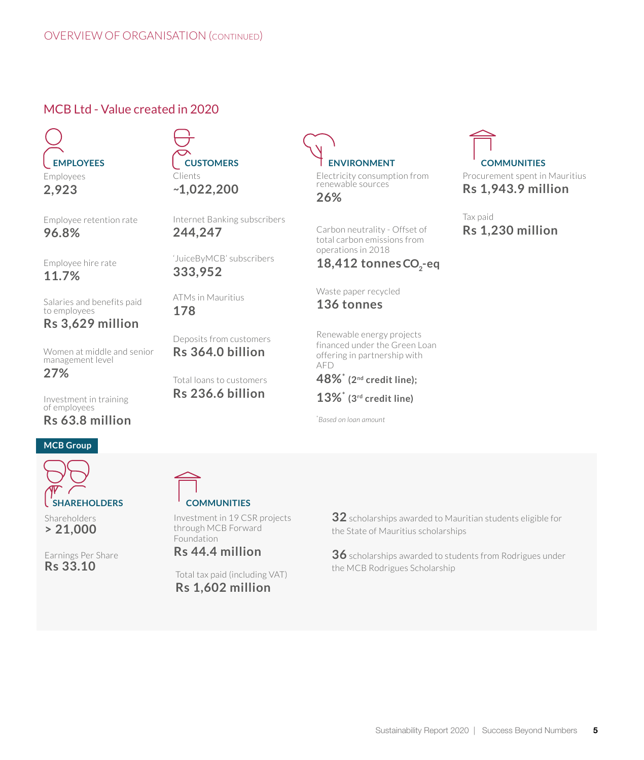## MCB Ltd - Value created in 2020

### EMPLOYEES

Employees
**2,923**

Employee retention rate
**96.8%**

Employee hire rate
**11.7%**

Salaries and benefits paid to employees
**Rs 3,629 million**

Women at middle and senior management level
**27%**

Investment in training of employees
**Rs 63.8 million**

### CUSTOMERS

Clients
**~1,022,200**

Internet Banking subscribers
**244,247**

'JuiceByMCB' subscribers
**333,952**

ATMs in Mauritius
**178**

Deposits from customers
**Rs 364.0 billion**

Total loans to customers
**Rs 236.6 billion**

### ENVIRONMENT

Electricity consumption from renewable sources
**26%**

Carbon neutrality - Offset of total carbon emissions from operations in 2018
**18,412 tonnes $CO_2$-eq**

Waste paper recycled
**136 tonnes**

Renewable energy projects financed under the Green Loan offering in partnership with AFD
**48%* (2nd credit line);**
**13%* (3rd credit line)**

*Based on loan amount*

### COMMUNITIES

Procurement spent in Mauritius
**Rs 1,943.9 million**

Tax paid
**Rs 1,230 million**

## MCB Group

### SHAREHOLDERS

Shareholders
**> 21,000**

Earnings Per Share
**Rs 33.10**

### COMMUNITIES

Investment in 19 CSR projects through MCB Forward Foundation
**Rs 44.4 million**

Total tax paid (including VAT)
**Rs 1,602 million**

**32** scholarships awarded to Mauritian students eligible for the State of Mauritius scholarships

**36** scholarships awarded to students from Rodrigues under the MCB Rodrigues Scholarship